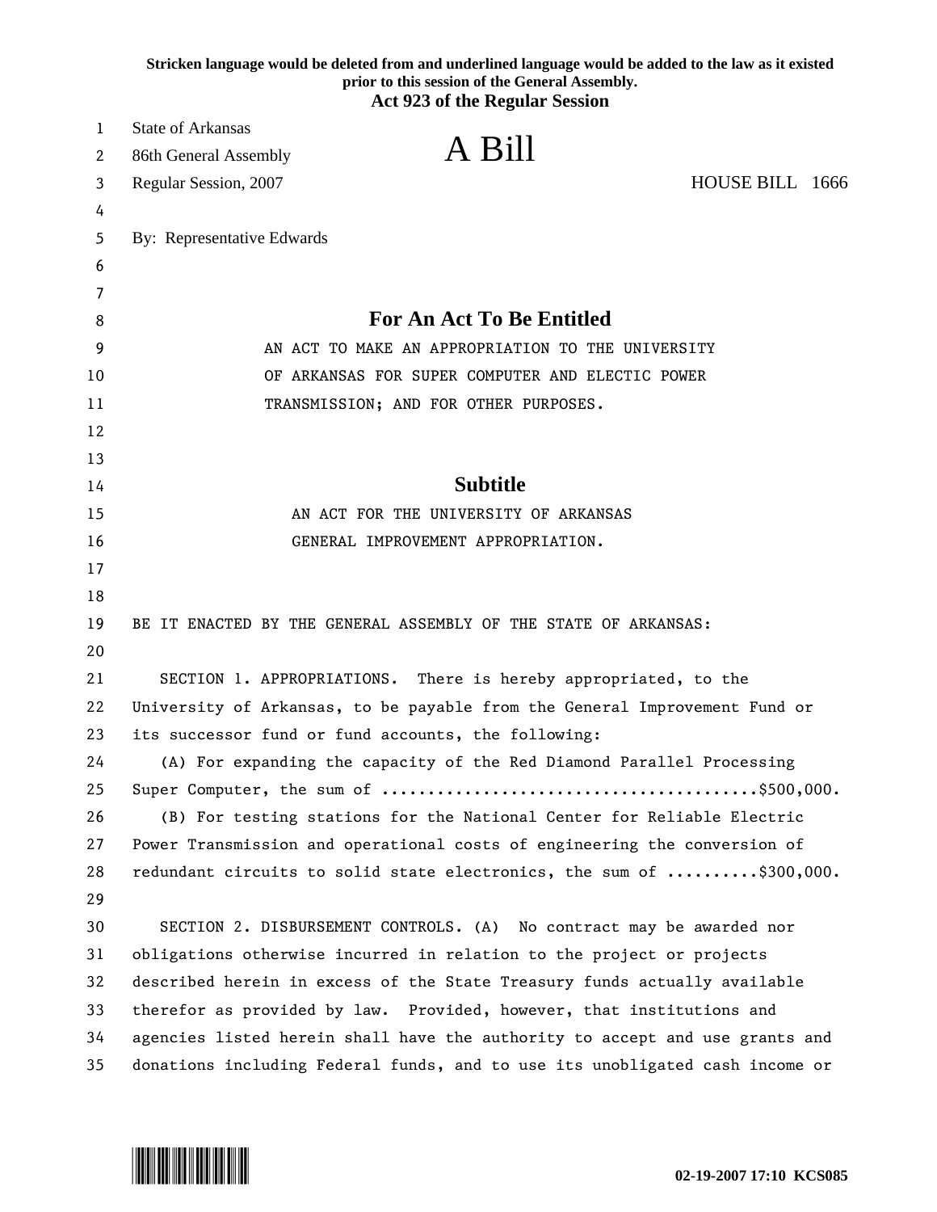**Stricken language would be deleted from and underlined language would be added to the law as it existed prior to this session of the General Assembly.**
**Act 923 of the Regular Session**

State of Arkansas
86th General Assembly
Regular Session, 2007

# A Bill

HOUSE BILL 1666

By: Representative Edwards

## For An Act To Be Entitled

AN ACT TO MAKE AN APPROPRIATION TO THE UNIVERSITY OF ARKANSAS FOR SUPER COMPUTER AND ELECTIC POWER TRANSMISSION; AND FOR OTHER PURPOSES.

## Subtitle

AN ACT FOR THE UNIVERSITY OF ARKANSAS GENERAL IMPROVEMENT APPROPRIATION.

BE IT ENACTED BY THE GENERAL ASSEMBLY OF THE STATE OF ARKANSAS:

SECTION 1. APPROPRIATIONS. There is hereby appropriated, to the University of Arkansas, to be payable from the General Improvement Fund or its successor fund or fund accounts, the following:

(A) For expanding the capacity of the Red Diamond Parallel Processing Super Computer, the sum of ........................................$500,000.

(B) For testing stations for the National Center for Reliable Electric Power Transmission and operational costs of engineering the conversion of redundant circuits to solid state electronics, the sum of ..........$300,000.

SECTION 2. DISBURSEMENT CONTROLS. (A) No contract may be awarded nor obligations otherwise incurred in relation to the project or projects described herein in excess of the State Treasury funds actually available therefor as provided by law. Provided, however, that institutions and agencies listed herein shall have the authority to accept and use grants and donations including Federal funds, and to use its unobligated cash income or

02-19-2007 17:10 KCS085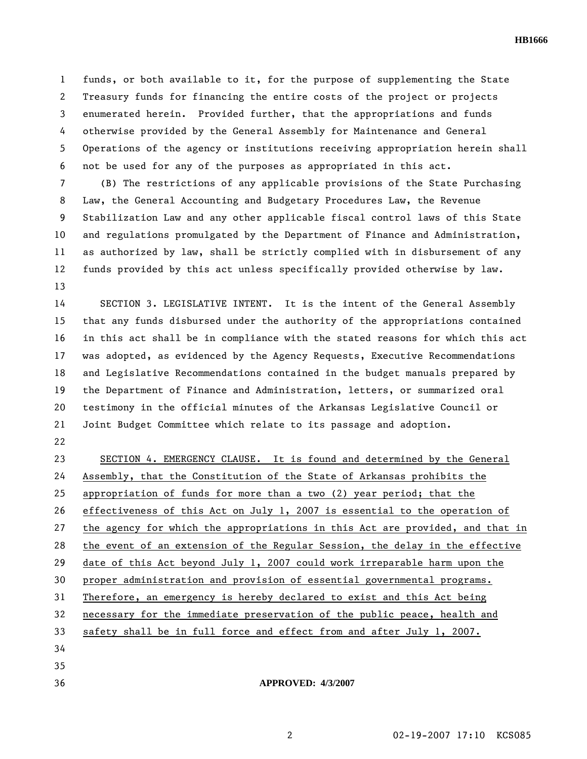funds, or both available to it, for the purpose of supplementing the State Treasury funds for financing the entire costs of the project or projects enumerated herein. Provided further, that the appropriations and funds otherwise provided by the General Assembly for Maintenance and General Operations of the agency or institutions receiving appropriation herein shall not be used for any of the purposes as appropriated in this act.

(B) The restrictions of any applicable provisions of the State Purchasing Law, the General Accounting and Budgetary Procedures Law, the Revenue Stabilization Law and any other applicable fiscal control laws of this State and regulations promulgated by the Department of Finance and Administration, as authorized by law, shall be strictly complied with in disbursement of any funds provided by this act unless specifically provided otherwise by law.

SECTION 3. LEGISLATIVE INTENT. It is the intent of the General Assembly that any funds disbursed under the authority of the appropriations contained in this act shall be in compliance with the stated reasons for which this act was adopted, as evidenced by the Agency Requests, Executive Recommendations and Legislative Recommendations contained in the budget manuals prepared by the Department of Finance and Administration, letters, or summarized oral testimony in the official minutes of the Arkansas Legislative Council or Joint Budget Committee which relate to its passage and adoption.

SECTION 4. EMERGENCY CLAUSE. It is found and determined by the General Assembly, that the Constitution of the State of Arkansas prohibits the appropriation of funds for more than a two (2) year period; that the effectiveness of this Act on July 1, 2007 is essential to the operation of the agency for which the appropriations in this Act are provided, and that in the event of an extension of the Regular Session, the delay in the effective date of this Act beyond July 1, 2007 could work irreparable harm upon the proper administration and provision of essential governmental programs. Therefore, an emergency is hereby declared to exist and this Act being necessary for the immediate preservation of the public peace, health and safety shall be in full force and effect from and after July 1, 2007.

**APPROVED: 4/3/2007**